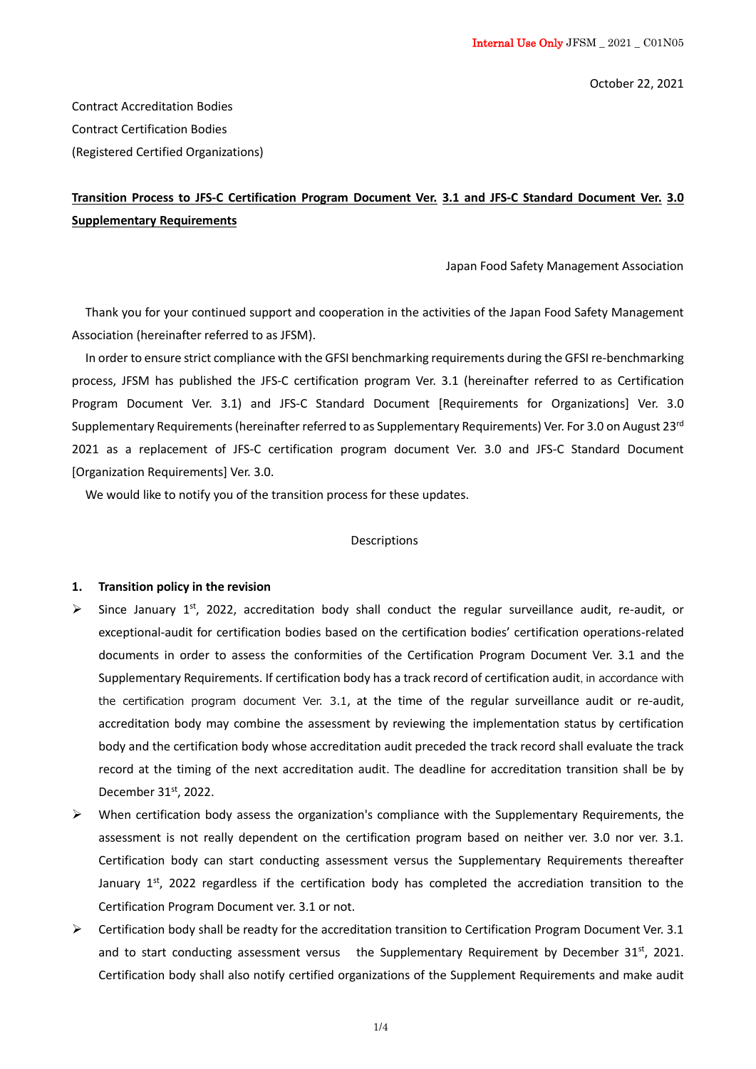Internal Use Only JFSM _ 2021 _ C01N05

October 22, 2021

Contract Accreditation Bodies

Contract Certification Bodies

(Registered Certified Organizations)

**Transition Process to JFS-C Certification Program Document Ver. 3.1 and JFS-C Standard Document Ver. 3.0 Supplementary Requirements**

Japan Food Safety Management Association

Thank you for your continued support and cooperation in the activities of the Japan Food Safety Management Association (hereinafter referred to as JFSM).

In order to ensure strict compliance with the GFSI benchmarking requirements during the GFSI re-benchmarking process, JFSM has published the JFS-C certification program Ver. 3.1 (hereinafter referred to as Certification Program Document Ver. 3.1) and JFS-C Standard Document [Requirements for Organizations] Ver. 3.0 Supplementary Requirements (hereinafter referred to as Supplementary Requirements) Ver. For 3.0 on August 23rd 2021 as a replacement of JFS-C certification program document Ver. 3.0 and JFS-C Standard Document [Organization Requirements] Ver. 3.0.

We would like to notify you of the transition process for these updates.

Descriptions

**1. Transition policy in the revision**

- Since January 1st, 2022, accreditation body shall conduct the regular surveillance audit, re-audit, or exceptional-audit for certification bodies based on the certification bodies' certification operations-related documents in order to assess the conformities of the Certification Program Document Ver. 3.1 and the Supplementary Requirements. If certification body has a track record of certification audit, in accordance with the certification program document Ver. 3.1, at the time of the regular surveillance audit or re-audit, accreditation body may combine the assessment by reviewing the implementation status by certification body and the certification body whose accreditation audit preceded the track record shall evaluate the track record at the timing of the next accreditation audit. The deadline for accreditation transition shall be by December 31st, 2022.
- When certification body assess the organization's compliance with the Supplementary Requirements, the assessment is not really dependent on the certification program based on neither ver. 3.0 nor ver. 3.1. Certification body can start conducting assessment versus the Supplementary Requirements thereafter January 1st, 2022 regardless if the certification body has completed the accrediation transition to the Certification Program Document ver. 3.1 or not.
- Certification body shall be readty for the accreditation transition to Certification Program Document Ver. 3.1 and to start conducting assessment versus the Supplementary Requirement by December 31st, 2021. Certification body shall also notify certified organizations of the Supplement Requirements and make audit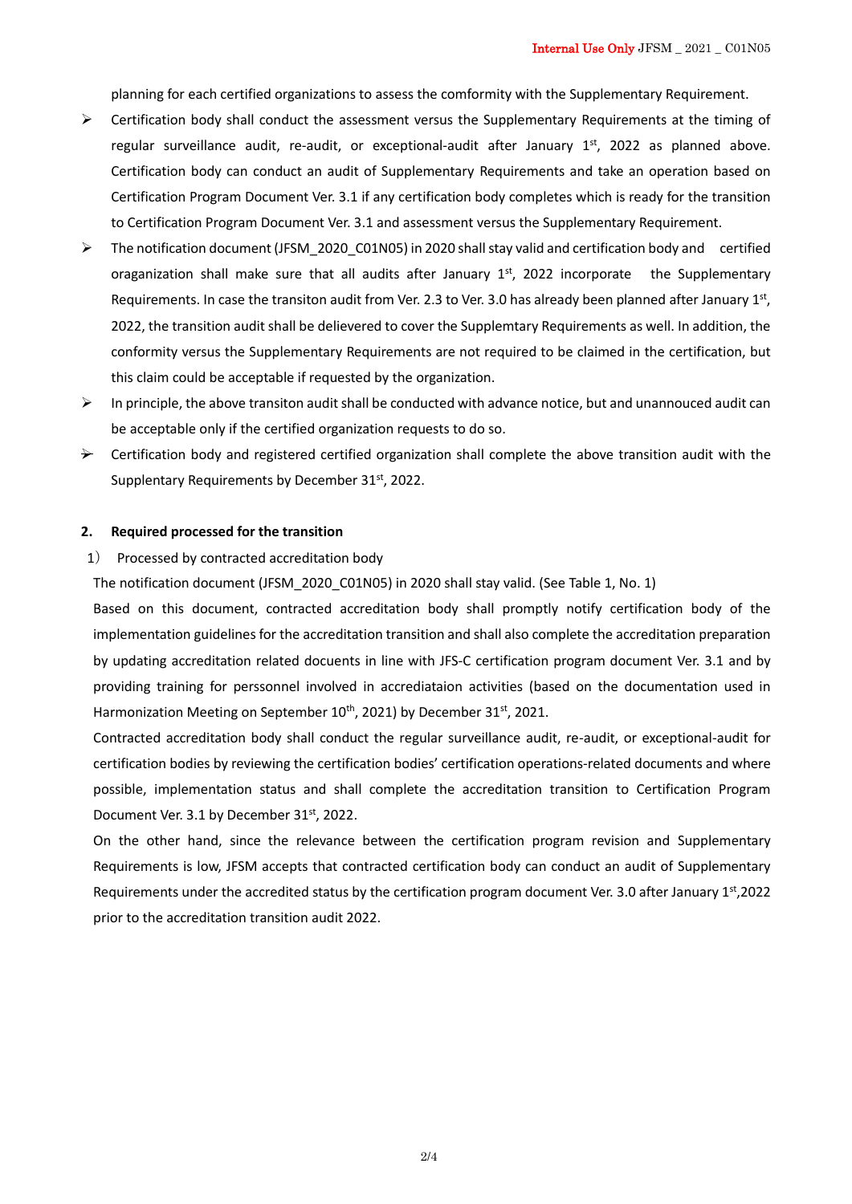planning for each certified organizations to assess the comformity with the Supplementary Requirement.

- Certification body shall conduct the assessment versus the Supplementary Requirements at the timing of regular surveillance audit, re-audit, or exceptional-audit after January 1st, 2022 as planned above. Certification body can conduct an audit of Supplementary Requirements and take an operation based on Certification Program Document Ver. 3.1 if any certification body completes which is ready for the transition to Certification Program Document Ver. 3.1 and assessment versus the Supplementary Requirement.
- The notification document (JFSM_2020_C01N05) in 2020 shall stay valid and certification body and certified oraganization shall make sure that all audits after January 1st, 2022 incorporate the Supplementary Requirements. In case the transiton audit from Ver. 2.3 to Ver. 3.0 has already been planned after January 1st, 2022, the transition audit shall be delievered to cover the Supplemtary Requirements as well. In addition, the conformity versus the Supplementary Requirements are not required to be claimed in the certification, but this claim could be acceptable if requested by the organization.
- In principle, the above transiton audit shall be conducted with advance notice, but and unannouced audit can be acceptable only if the certified organization requests to do so.
- Certification body and registered certified organization shall complete the above transition audit with the Supplentary Requirements by December 31st, 2022.

**2. Required processed for the transition**

1） Processed by contracted accreditation body

The notification document (JFSM_2020_C01N05) in 2020 shall stay valid. (See Table 1, No. 1)

Based on this document, contracted accreditation body shall promptly notify certification body of the implementation guidelines for the accreditation transition and shall also complete the accreditation preparation by updating accreditation related docuents in line with JFS-C certification program document Ver. 3.1 and by providing training for perssonnel involved in accrediataion activities (based on the documentation used in Harmonization Meeting on September 10th, 2021) by December 31st, 2021.

Contracted accreditation body shall conduct the regular surveillance audit, re-audit, or exceptional-audit for certification bodies by reviewing the certification bodies' certification operations-related documents and where possible, implementation status and shall complete the accreditation transition to Certification Program Document Ver. 3.1 by December 31st, 2022.

On the other hand, since the relevance between the certification program revision and Supplementary Requirements is low, JFSM accepts that contracted certification body can conduct an audit of Supplementary Requirements under the accredited status by the certification program document Ver. 3.0 after January 1st,2022 prior to the accreditation transition audit 2022.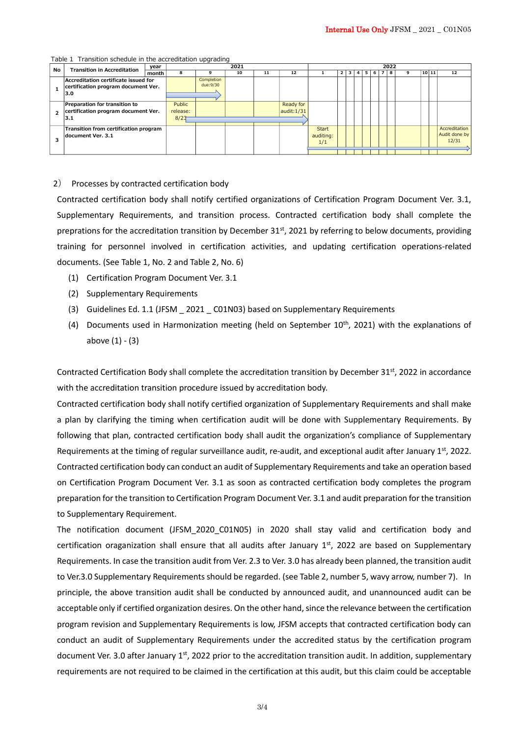Table 1 Transition schedule in the accreditation upgrading

| No | Transition in Accreditation | 2021: 8 | 2021: 9 | 2021: 10 | 2021: 11 | 2021: 12 | 2022: 1 | 2022: 2 | 2022: 3 | 2022: 4 | 2022: 5 | 2022: 6 | 2022: 7 | 2022: 8 | 2022: 9 | 2022: 10 | 2022: 11 | 2022: 12 |
|---|---|---|---|---|---|---|---|---|---|---|---|---|---|---|---|---|---|---|
| 1 | Accreditation certificate issued for certification program document Ver. 3.0 | | Completion due:9/30 | | | | | | | | | | | | | | | |
| 2 | Preparation for transition to certification program document Ver. 3.1 | Public release: 8/23 | | | | Ready for audit:1/31 | | | | | | | | | | | | |
| 3 | Transition from certification program document Ver. 3.1 | | | | | | Start auditing: 1/1 | | | | | | | | | | | Accreditation Audit done by 12/31 |

2） Processes by contracted certification body

Contracted certification body shall notify certified organizations of Certification Program Document Ver. 3.1, Supplementary Requirements, and transition process. Contracted certification body shall complete the preprations for the accreditation transition by December 31st, 2021 by referring to below documents, providing training for personnel involved in certification activities, and updating certification operations-related documents. (See Table 1, No. 2 and Table 2, No. 6)

(1) Certification Program Document Ver. 3.1

(2) Supplementary Requirements

(3) Guidelines Ed. 1.1 (JFSM _ 2021 _ C01N03) based on Supplementary Requirements

(4) Documents used in Harmonization meeting (held on September 10th, 2021) with the explanations of above (1) - (3)

Contracted Certification Body shall complete the accreditation transition by December 31st, 2022 in accordance with the accreditation transition procedure issued by accreditation body.

Contracted certification body shall notify certified organization of Supplementary Requirements and shall make a plan by clarifying the timing when certification audit will be done with Supplementary Requirements. By following that plan, contracted certification body shall audit the organization's compliance of Supplementary Requirements at the timing of regular surveillance audit, re-audit, and exceptional audit after January 1st, 2022. Contracted certification body can conduct an audit of Supplementary Requirements and take an operation based on Certification Program Document Ver. 3.1 as soon as contracted certification body completes the program preparation for the transition to Certification Program Document Ver. 3.1 and audit preparation for the transition to Supplementary Requirement.

The notification document (JFSM_2020_C01N05) in 2020 shall stay valid and certification body and certification oraganization shall ensure that all audits after January 1st, 2022 are based on Supplementary Requirements. In case the transition audit from Ver. 2.3 to Ver. 3.0 has already been planned, the transition audit to Ver.3.0 Supplementary Requirements should be regarded. (see Table 2, number 5, wavy arrow, number 7). In principle, the above transition audit shall be conducted by announced audit, and unannounced audit can be acceptable only if certified organization desires. On the other hand, since the relevance between the certification program revision and Supplementary Requirements is low, JFSM accepts that contracted certification body can conduct an audit of Supplementary Requirements under the accredited status by the certification program document Ver. 3.0 after January 1st, 2022 prior to the accreditation transition audit. In addition, supplementary requirements are not required to be claimed in the certification at this audit, but this claim could be acceptable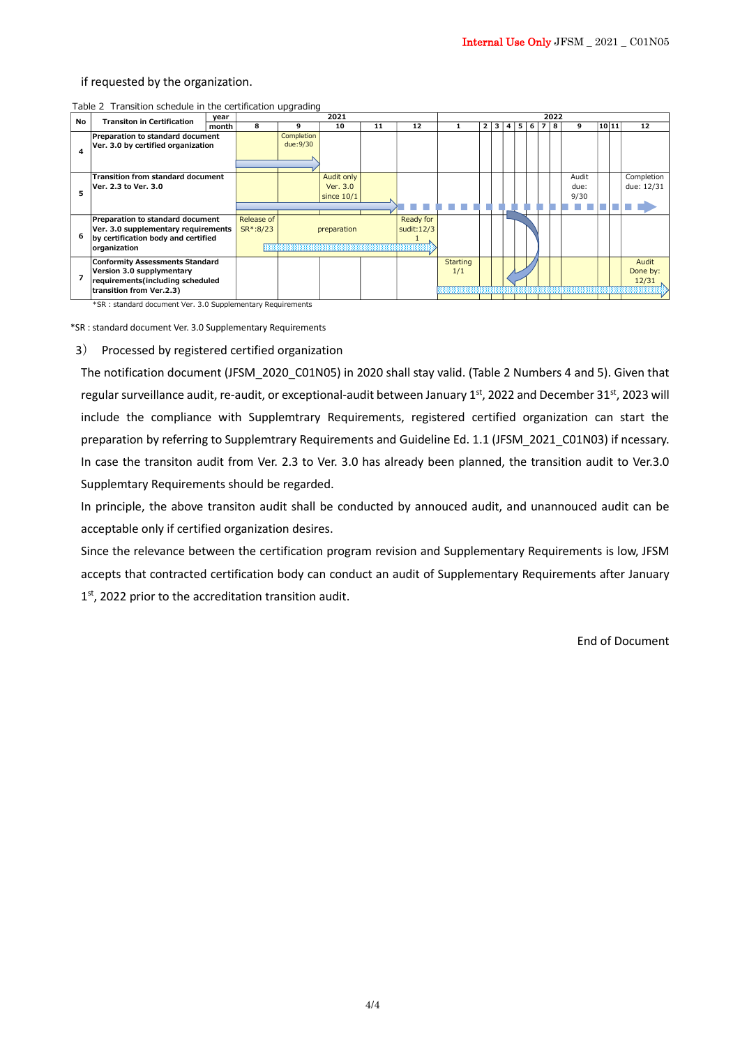if requested by the organization.

Table 2 Transition schedule in the certification upgrading

| No | Transiton in Certification | 2021 / 8 | 2021 / 9 | 2021 / 10 | 2021 / 11 | 2021 / 12 | 2022 / 1 | 2022 / 2 | 2022 / 3 | 2022 / 4 | 2022 / 5 | 2022 / 6 | 2022 / 7 | 2022 / 8 | 2022 / 9 | 2022 / 10 | 2022 / 11 | 2022 / 12 |
|---|---|---|---|---|---|---|---|---|---|---|---|---|---|---|---|---|---|---|
| 4 | Preparation to standard document Ver. 3.0 by certified organization | | Completion due:9/30 | | | | | | | | | | | | | | | |
| 5 | Transition from standard document Ver. 2.3 to Ver. 3.0 | | | Audit only Ver. 3.0 since 10/1 | | | | | | | | | | | Audit due: 9/30 | | | Completion due: 12/31 |
| 6 | Preparation to standard document Ver. 3.0 supplementary requirements by certification body and certified organization | Release of SR*:8/23 | preparation | | | Ready for sudit:12/31 | | | | | | | | | | | | |
| 7 | Conformity Assessments Standard Version 3.0 supplymentary requirements(including scheduled transition from Ver.2.3) | | | | | | Starting 1/1 | | | | | | | | | | | Audit Done by: 12/31 |

*SR : standard document Ver. 3.0 Supplementary Requirements

*SR : standard document Ver. 3.0 Supplementary Requirements

3） Processed by registered certified organization

The notification document (JFSM_2020_C01N05) in 2020 shall stay valid. (Table 2 Numbers 4 and 5). Given that regular surveillance audit, re-audit, or exceptional-audit between January 1st, 2022 and December 31st, 2023 will include the compliance with Supplemtrary Requirements, registered certified organization can start the preparation by referring to Supplemtrary Requirements and Guideline Ed. 1.1 (JFSM_2021_C01N03) if ncessary. In case the transiton audit from Ver. 2.3 to Ver. 3.0 has already been planned, the transition audit to Ver.3.0 Supplemtary Requirements should be regarded.

In principle, the above transiton audit shall be conducted by annouced audit, and unannouced audit can be acceptable only if certified organization desires.

Since the relevance between the certification program revision and Supplementary Requirements is low, JFSM accepts that contracted certification body can conduct an audit of Supplementary Requirements after January 1st, 2022 prior to the accreditation transition audit.

End of Document